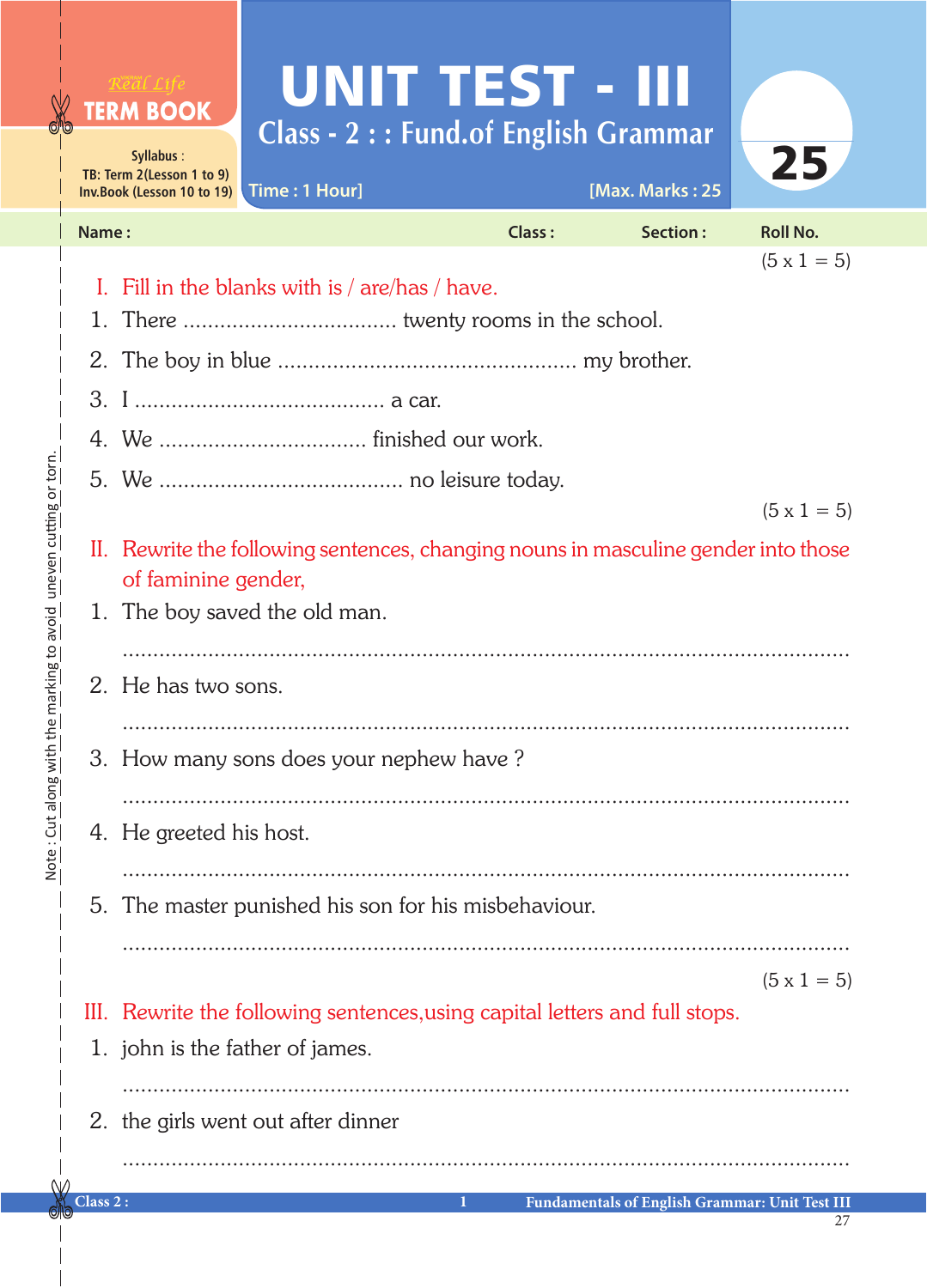Real Life **TERM BOOK**

Syllabus :
TB: Term 2(Lesson 1 to 9)
Inv.Book (Lesson 10 to 19)

# UNIT TEST - III

## Class - 2 : : Fund.of English Grammar

Time : 1 Hour] [Max. Marks : 25

25

Name : Class : Section : Roll No.

(5 x 1 = 5)

**I. Fill in the blanks with is / are/has / have.**

1. There .................................. twenty rooms in the school.
2. The boy in blue ................................................ my brother.
3. I ........................................ a car.
4. We .................................. finished our work.
5. We ....................................... no leisure today.

(5 x 1 = 5)

**II. Rewrite the following sentences, changing nouns in masculine gender into those of faminine gender,**

1. The boy saved the old man.

   ..............................................................................................................

2. He has two sons.

   ..............................................................................................................

3. How many sons does your nephew have ?

   ..............................................................................................................

4. He greeted his host.

   ..............................................................................................................

5. The master punished his son for his misbehaviour.

   ..............................................................................................................

(5 x 1 = 5)

**III. Rewrite the following sentences,using capital letters and full stops.**

1. john is the father of james.

   ..............................................................................................................

2. the girls went out after dinner

   ..............................................................................................................

Note : Cut along with the marking to avoid uneven cutting or torn.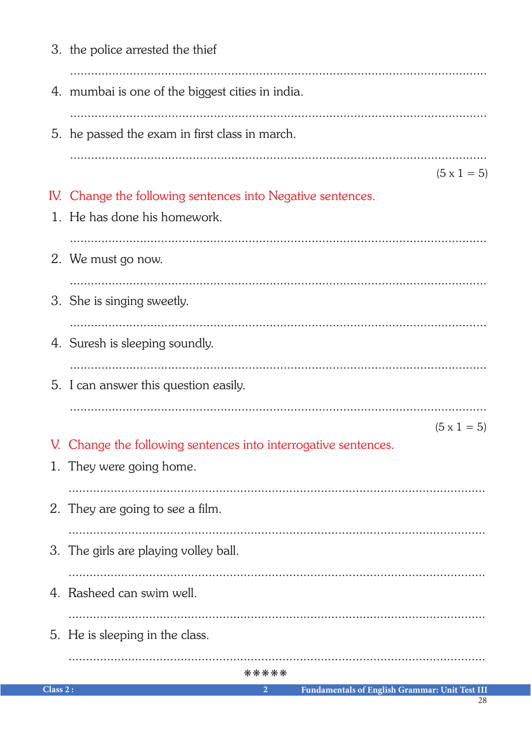3. the police arrested the thief

   ..........................................................................................................

4. mumbai is one of the biggest cities in india.

   ..........................................................................................................

5. he passed the exam in first class in march.

   ..........................................................................................................

(5 x 1 = 5)

## IV. Change the following sentences into Negative sentences.

1. He has done his homework.

   ..........................................................................................................

2. We must go now.

   ..........................................................................................................

3. She is singing sweetly.

   ..........................................................................................................

4. Suresh is sleeping soundly.

   ..........................................................................................................

5. I can answer this question easily.

   ..........................................................................................................

(5 x 1 = 5)

## V. Change the following sentences into interrogative sentences.

1. They were going home.

   ..........................................................................................................

2. They are going to see a film.

   ..........................................................................................................

3. The girls are playing volley ball.

   ..........................................................................................................

4. Rasheed can swim well.

   ..........................................................................................................

5. He is sleeping in the class.

   ..........................................................................................................

*****